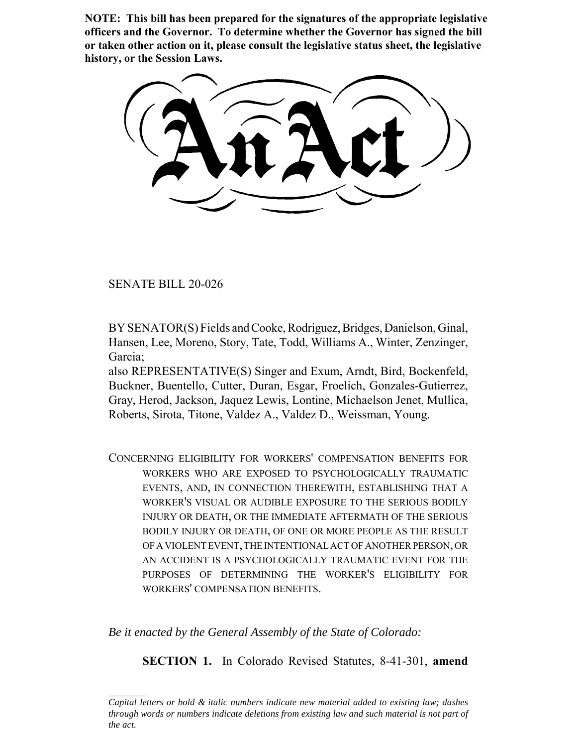**NOTE: This bill has been prepared for the signatures of the appropriate legislative officers and the Governor. To determine whether the Governor has signed the bill or taken other action on it, please consult the legislative status sheet, the legislative history, or the Session Laws.**

# An Act

SENATE BILL 20-026

BY SENATOR(S) Fields and Cooke, Rodriguez, Bridges, Danielson, Ginal, Hansen, Lee, Moreno, Story, Tate, Todd, Williams A., Winter, Zenzinger, Garcia;

also REPRESENTATIVE(S) Singer and Exum, Arndt, Bird, Bockenfeld, Buckner, Buentello, Cutter, Duran, Esgar, Froelich, Gonzales-Gutierrez, Gray, Herod, Jackson, Jaquez Lewis, Lontine, Michaelson Jenet, Mullica, Roberts, Sirota, Titone, Valdez A., Valdez D., Weissman, Young.

CONCERNING ELIGIBILITY FOR WORKERS' COMPENSATION BENEFITS FOR WORKERS WHO ARE EXPOSED TO PSYCHOLOGICALLY TRAUMATIC EVENTS, AND, IN CONNECTION THEREWITH, ESTABLISHING THAT A WORKER'S VISUAL OR AUDIBLE EXPOSURE TO THE SERIOUS BODILY INJURY OR DEATH, OR THE IMMEDIATE AFTERMATH OF THE SERIOUS BODILY INJURY OR DEATH, OF ONE OR MORE PEOPLE AS THE RESULT OF A VIOLENT EVENT, THE INTENTIONAL ACT OF ANOTHER PERSON, OR AN ACCIDENT IS A PSYCHOLOGICALLY TRAUMATIC EVENT FOR THE PURPOSES OF DETERMINING THE WORKER'S ELIGIBILITY FOR WORKERS' COMPENSATION BENEFITS.

*Be it enacted by the General Assembly of the State of Colorado:*

**SECTION 1.** In Colorado Revised Statutes, 8-41-301, **amend**

---

*Capital letters or bold & italic numbers indicate new material added to existing law; dashes through words or numbers indicate deletions from existing law and such material is not part of the act.*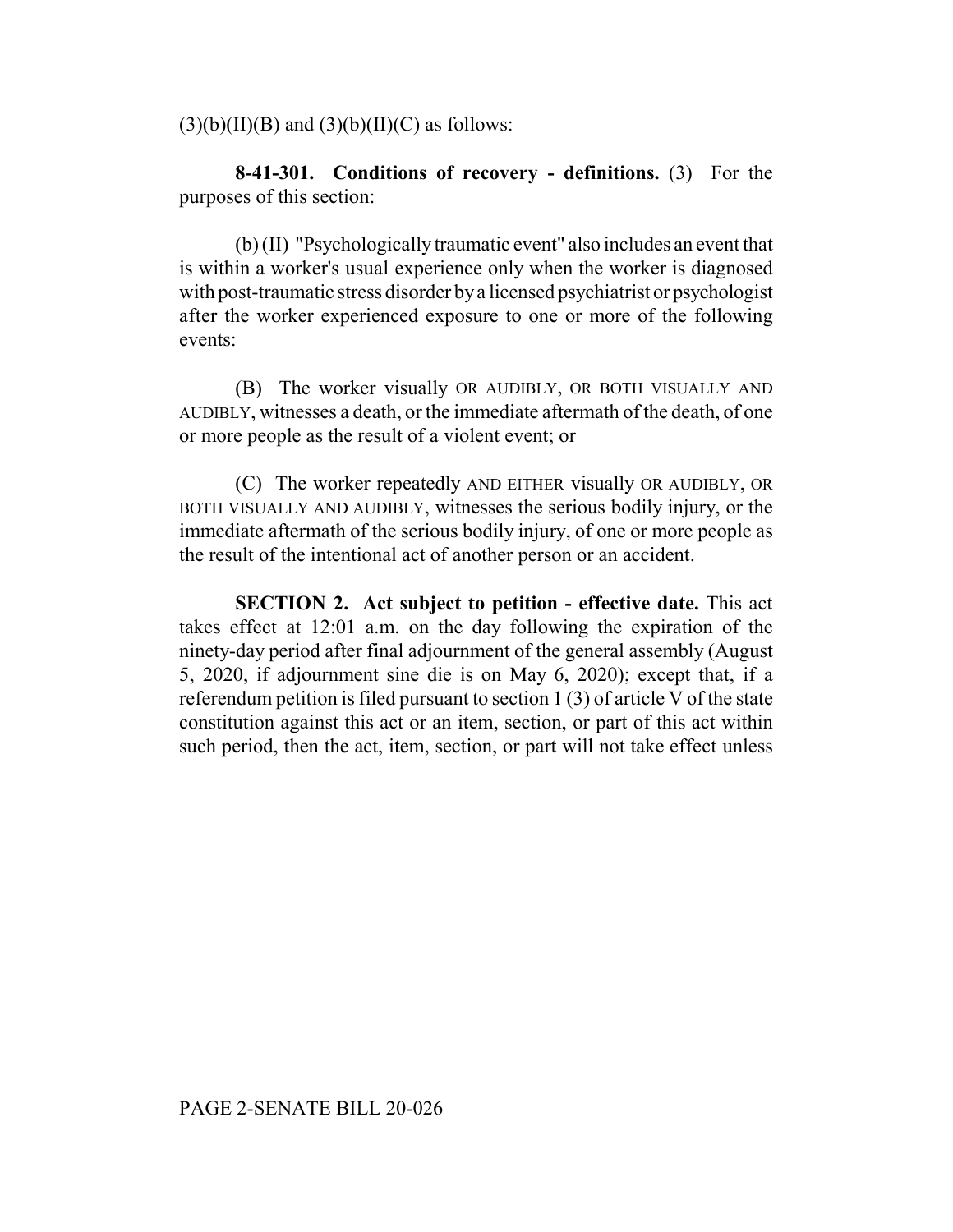(3)(b)(II)(B) and (3)(b)(II)(C) as follows:

**8-41-301. Conditions of recovery - definitions.** (3) For the purposes of this section:

(b) (II) "Psychologically traumatic event" also includes an event that is within a worker's usual experience only when the worker is diagnosed with post-traumatic stress disorder by a licensed psychiatrist or psychologist after the worker experienced exposure to one or more of the following events:

(B) The worker visually OR AUDIBLY, OR BOTH VISUALLY AND AUDIBLY, witnesses a death, or the immediate aftermath of the death, of one or more people as the result of a violent event; or

(C) The worker repeatedly AND EITHER visually OR AUDIBLY, OR BOTH VISUALLY AND AUDIBLY, witnesses the serious bodily injury, or the immediate aftermath of the serious bodily injury, of one or more people as the result of the intentional act of another person or an accident.

**SECTION 2. Act subject to petition - effective date.** This act takes effect at 12:01 a.m. on the day following the expiration of the ninety-day period after final adjournment of the general assembly (August 5, 2020, if adjournment sine die is on May 6, 2020); except that, if a referendum petition is filed pursuant to section 1 (3) of article V of the state constitution against this act or an item, section, or part of this act within such period, then the act, item, section, or part will not take effect unless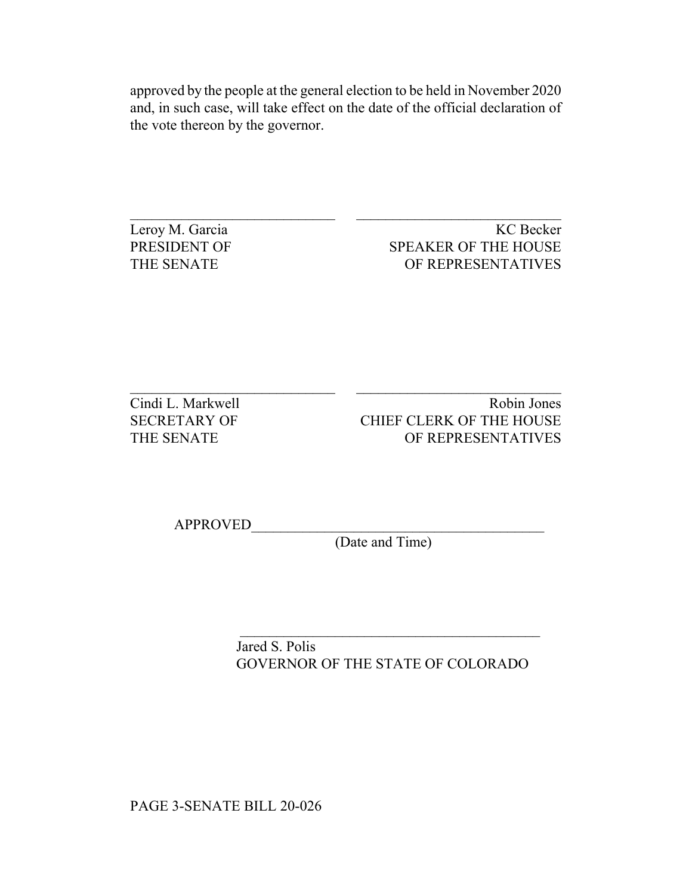approved by the people at the general election to be held in November 2020 and, in such case, will take effect on the date of the official declaration of the vote thereon by the governor.

| | |
|---|---|
| \_\_\_\_\_\_\_\_\_\_\_\_\_\_\_\_\_\_\_\_\_\_\_\_\_\_\_\_ | \_\_\_\_\_\_\_\_\_\_\_\_\_\_\_\_\_\_\_\_\_\_\_\_\_\_\_\_ |
| Leroy M. Garcia<br>PRESIDENT OF<br>THE SENATE | KC Becker<br>SPEAKER OF THE HOUSE<br>OF REPRESENTATIVES |
| \_\_\_\_\_\_\_\_\_\_\_\_\_\_\_\_\_\_\_\_\_\_\_\_\_\_\_\_ | \_\_\_\_\_\_\_\_\_\_\_\_\_\_\_\_\_\_\_\_\_\_\_\_\_\_\_\_ |
| Cindi L. Markwell<br>SECRETARY OF<br>THE SENATE | Robin Jones<br>CHIEF CLERK OF THE HOUSE<br>OF REPRESENTATIVES |

APPROVED\_\_\_\_\_\_\_\_\_\_\_\_\_\_\_\_\_\_\_\_\_\_\_\_\_\_\_\_\_\_\_\_\_\_\_\_\_\_\_\_
(Date and Time)

\_\_\_\_\_\_\_\_\_\_\_\_\_\_\_\_\_\_\_\_\_\_\_\_\_\_\_\_\_\_\_\_\_\_\_\_\_\_\_\_\_\_
Jared S. Polis
GOVERNOR OF THE STATE OF COLORADO

PAGE 3-SENATE BILL 20-026